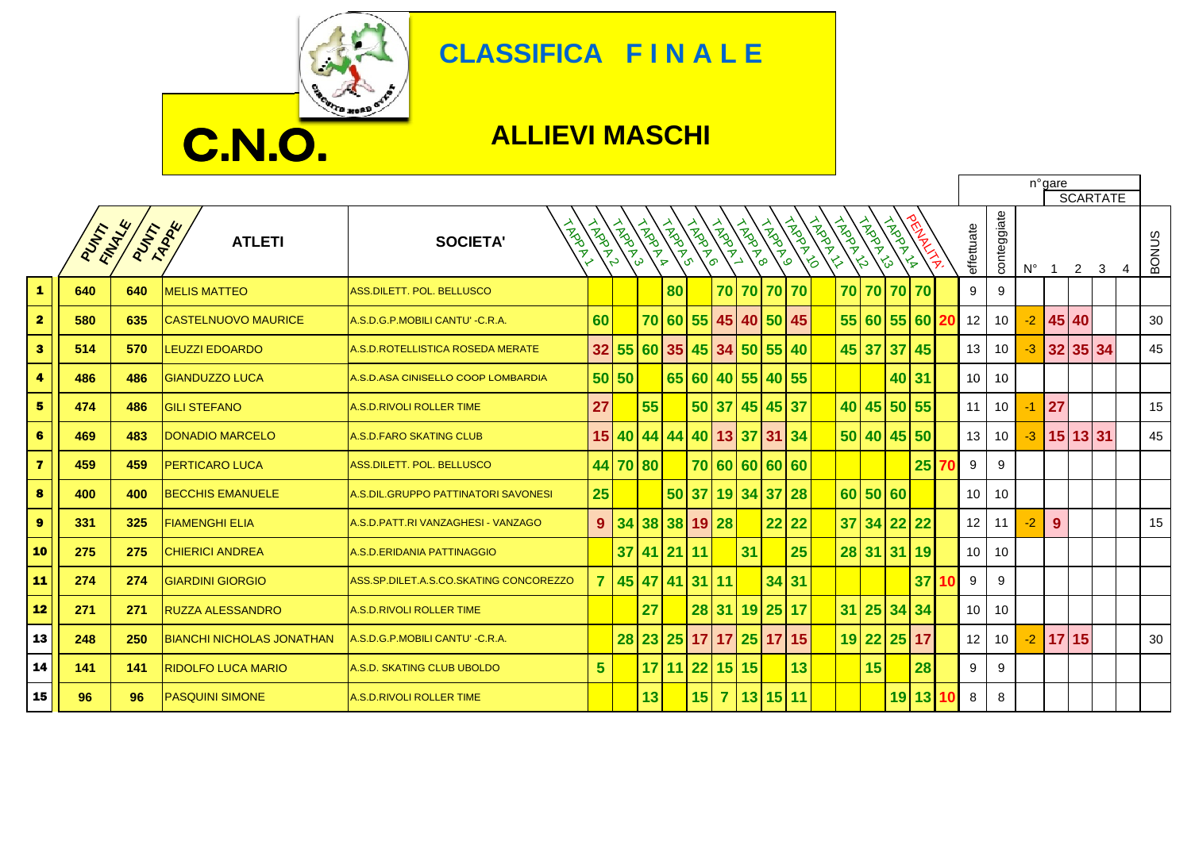# C.N.O.

## CLASSIFICA F I N A L E

## ALLIEVI MASCHI

| | PUNTI FINALE | PUNTI TAPPE | ATLETI | SOCIETA' | TAPPA 1 | TAPPA 2 | TAPPA 3 | TAPPA 4 | TAPPA 5 | TAPPA 6 | TAPPA 7 | TAPPA 8 | TAPPA 9 | TAPPA 10 | TAPPA 11 | TAPPA 12 | TAPPA 13 | TAPPA 14 | PENALITA' | n°gare effettuate | n°gare conteggiate | SCARTATE N° | SCARTATE 1 | SCARTATE 2 | SCARTATE 3 | SCARTATE 4 | BONUS |
|---|---|---|---|---|---|---|---|---|---|---|---|---|---|---|---|---|---|---|---|---|---|---|---|---|---|---|---|
| 1 | 640 | 640 | MELIS MATTEO | ASS.DILETT. POL. BELLUSCO | | | | 80 | | 70 | 70 | 70 | 70 | | 70 | 70 | 70 | 70 | | 9 | 9 | | | | | | |
| 2 | 580 | 635 | CASTELNUOVO MAURICE | A.S.D.G.P.MOBILI CANTU' -C.R.A. | 60 | | 70 | 60 | 55 | 45 | 40 | 50 | 45 | | 55 | 60 | 55 | 60 | 20 | 12 | 10 | -2 | 45 | 40 | | | 30 |
| 3 | 514 | 570 | LEUZZI EDOARDO | A.S.D.ROTELLISTICA ROSEDA MERATE | 32 | 55 | 60 | 35 | 45 | 34 | 50 | 55 | 40 | | 45 | 37 | 37 | 45 | | 13 | 10 | -3 | 32 | 35 | 34 | | 45 |
| 4 | 486 | 486 | GIANDUZZO LUCA | A.S.D.ASA CINISELLO COOP LOMBARDIA | 50 | 50 | | 65 | 60 | 40 | 55 | 40 | 55 | | | | 40 | 31 | | 10 | 10 | | | | | | |
| 5 | 474 | 486 | GILI STEFANO | A.S.D.RIVOLI ROLLER TIME | 27 | | 55 | | 50 | 37 | 45 | 45 | 37 | | 40 | 45 | 50 | 55 | | 11 | 10 | -1 | 27 | | | | 15 |
| 6 | 469 | 483 | DONADIO MARCELO | A.S.D.FARO SKATING CLUB | 15 | 40 | 44 | 44 | 40 | 13 | 37 | 31 | 34 | | 50 | 40 | 45 | 50 | | 13 | 10 | -3 | 15 | 13 | 31 | | 45 |
| 7 | 459 | 459 | PERTICARO LUCA | ASS.DILETT. POL. BELLUSCO | 44 | 70 | 80 | | 70 | 60 | 60 | 60 | 60 | | | | | 25 | 70 | 9 | 9 | | | | | | |
| 8 | 400 | 400 | BECCHIS EMANUELE | A.S.DIL.GRUPPO PATTINATORI SAVONESI | 25 | | | 50 | 37 | 19 | 34 | 37 | 28 | | 60 | 50 | 60 | | | 10 | 10 | | | | | | |
| 9 | 331 | 325 | FIAMENGHI ELIA | A.S.D.PATT.RI VANZAGHESI - VANZAGO | 9 | 34 | 38 | 38 | 19 | 28 | | 22 | 22 | | 37 | 34 | 22 | 22 | | 12 | 11 | -2 | 9 | | | | 15 |
| 10 | 275 | 275 | CHIERICI ANDREA | A.S.D.ERIDANIA PATTINAGGIO | | 37 | 41 | 21 | 11 | | 31 | | 25 | | 28 | 31 | 31 | 19 | | 10 | 10 | | | | | | |
| 11 | 274 | 274 | GIARDINI GIORGIO | ASS.SP.DILET.A.S.CO.SKATING CONCOREZZO | 7 | 45 | 47 | 41 | 31 | 11 | | 34 | 31 | | | | | 37 | 10 | 9 | 9 | | | | | | |
| 12 | 271 | 271 | RUZZA ALESSANDRO | A.S.D.RIVOLI ROLLER TIME | | | 27 | | 28 | 31 | 19 | 25 | 17 | | 31 | 25 | 34 | 34 | | 10 | 10 | | | | | | |
| 13 | 248 | 250 | BIANCHI NICHOLAS JONATHAN | A.S.D.G.P.MOBILI CANTU' -C.R.A. | | 28 | 23 | 25 | 17 | 17 | 25 | 17 | 15 | | 19 | 22 | 25 | 17 | | 12 | 10 | -2 | 17 | 15 | | | 30 |
| 14 | 141 | 141 | RIDOLFO LUCA MARIO | A.S.D. SKATING CLUB UBOLDO | 5 | | 17 | 11 | 22 | 15 | 15 | | 13 | | | 15 | | 28 | | 9 | 9 | | | | | | |
| 15 | 96 | 96 | PASQUINI SIMONE | A.S.D.RIVOLI ROLLER TIME | | | 13 | | 15 | 7 | 13 | 15 | 11 | | | | 19 | 13 | 10 | 8 | 8 | | | | | | |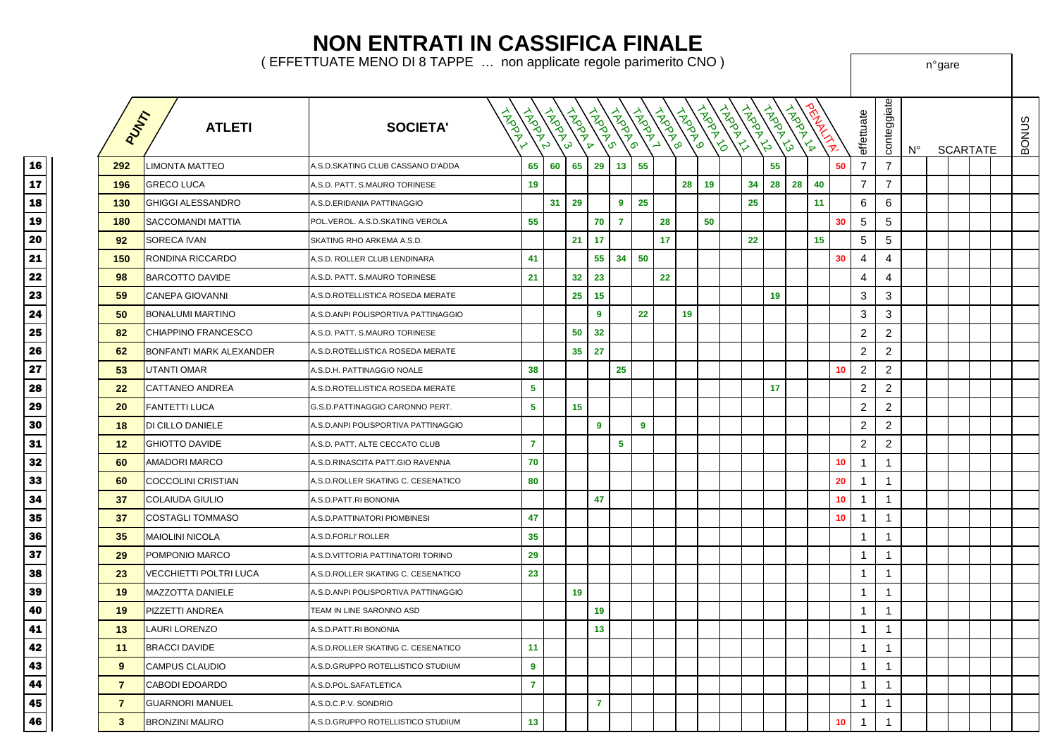# NON ENTRATI IN CASSIFICA FINALE

( EFFETTUATE MENO DI 8 TAPPE … non applicate regole parimerito CNO )

| | PUNTI | ATLETI | SOCIETA' | TAPPA 1 | TAPPA 2 | TAPPA 3 | TAPPA 4 | TAPPA 5 | TAPPA 6 | TAPPA 7 | TAPPA 8 | TAPPA 9 | TAPPA 10 | TAPPA 11 | TAPPA 12 | TAPPA 13 | TAPPA 14 | PENALITA' | n°gare effettuate | n°gare conteggiate | N° | SCARTATE | BONUS |
|---|---|---|---|---|---|---|---|---|---|---|---|---|---|---|---|---|---|---|---|---|---|---|---|
| 16 | 292 | LIMONTA MATTEO | A.S.D.SKATING CLUB CASSANO D'ADDA | 65 | 60 | 65 | 29 | 13 | 55 | | | | | | 55 | | | 50 | 7 | 7 | | | |
| 17 | 196 | GRECO LUCA | A.S.D. PATT. S.MAURO TORINESE | 19 | | | | | | | 28 | 19 | | 34 | 28 | 28 | 40 | | 7 | 7 | | | |
| 18 | 130 | GHIGGI ALESSANDRO | A.S.D.ERIDANIA PATTINAGGIO | | 31 | 29 | | 9 | 25 | | | | | 25 | | | 11 | | 6 | 6 | | | |
| 19 | 180 | SACCOMANDI MATTIA | POL.VEROL. A.S.D.SKATING VEROLA | 55 | | | 70 | 7 | | 28 | | 50 | | | | | | 30 | 5 | 5 | | | |
| 20 | 92 | SORECA IVAN | SKATING RHO ARKEMA A.S.D. | | | 21 | 17 | | | 17 | | | | 22 | | | 15 | | 5 | 5 | | | |
| 21 | 150 | RONDINA RICCARDO | A.S.D. ROLLER CLUB LENDINARA | 41 | | | 55 | 34 | 50 | | | | | | | | | 30 | 4 | 4 | | | |
| 22 | 98 | BARCOTTO DAVIDE | A.S.D. PATT. S.MAURO TORINESE | 21 | | 32 | 23 | | | 22 | | | | | | | | | 4 | 4 | | | |
| 23 | 59 | CANEPA GIOVANNI | A.S.D.ROTELLISTICA ROSEDA MERATE | | | 25 | 15 | | | | | | | | 19 | | | | 3 | 3 | | | |
| 24 | 50 | BONALUMI MARTINO | A.S.D.ANPI POLISPORTIVA PATTINAGGIO | | | | 9 | | 22 | | 19 | | | | | | | | 3 | 3 | | | |
| 25 | 82 | CHIAPPINO FRANCESCO | A.S.D. PATT. S.MAURO TORINESE | | | 50 | 32 | | | | | | | | | | | | 2 | 2 | | | |
| 26 | 62 | BONFANTI MARK ALEXANDER | A.S.D.ROTELLISTICA ROSEDA MERATE | | | 35 | 27 | | | | | | | | | | | | 2 | 2 | | | |
| 27 | 53 | UTANTI OMAR | A.S.D.H. PATTINAGGIO NOALE | 38 | | | | 25 | | | | | | | | | | 10 | 2 | 2 | | | |
| 28 | 22 | CATTANEO ANDREA | A.S.D.ROTELLISTICA ROSEDA MERATE | 5 | | | | | | | | | | | 17 | | | | 2 | 2 | | | |
| 29 | 20 | FANTETTI LUCA | G.S.D.PATTINAGGIO CARONNO PERT. | 5 | | 15 | | | | | | | | | | | | | 2 | 2 | | | |
| 30 | 18 | DI CILLO DANIELE | A.S.D.ANPI POLISPORTIVA PATTINAGGIO | | | | 9 | | 9 | | | | | | | | | | 2 | 2 | | | |
| 31 | 12 | GHIOTTO DAVIDE | A.S.D. PATT. ALTE CECCATO CLUB | 7 | | | | 5 | | | | | | | | | | | 2 | 2 | | | |
| 32 | 60 | AMADORI MARCO | A.S.D.RINASCITA PATT.GIO RAVENNA | 70 | | | | | | | | | | | | | | 10 | 1 | 1 | | | |
| 33 | 60 | COCCOLINI CRISTIAN | A.S.D.ROLLER SKATING C. CESENATICO | 80 | | | | | | | | | | | | | | 20 | 1 | 1 | | | |
| 34 | 37 | COLAIUDA GIULIO | A.S.D.PATT.RI BONONIA | | | | 47 | | | | | | | | | | | 10 | 1 | 1 | | | |
| 35 | 37 | COSTAGLI TOMMASO | A.S.D.PATTINATORI PIOMBINESI | 47 | | | | | | | | | | | | | | 10 | 1 | 1 | | | |
| 36 | 35 | MAIOLINI NICOLA | A.S.D.FORLI' ROLLER | 35 | | | | | | | | | | | | | | | 1 | 1 | | | |
| 37 | 29 | POMPONIO MARCO | A.S.D.VITTORIA PATTINATORI TORINO | 29 | | | | | | | | | | | | | | | 1 | 1 | | | |
| 38 | 23 | VECCHIETTI POLTRI LUCA | A.S.D.ROLLER SKATING C. CESENATICO | 23 | | | | | | | | | | | | | | | 1 | 1 | | | |
| 39 | 19 | MAZZOTTA DANIELE | A.S.D.ANPI POLISPORTIVA PATTINAGGIO | | | 19 | | | | | | | | | | | | | 1 | 1 | | | |
| 40 | 19 | PIZZETTI ANDREA | TEAM IN LINE SARONNO ASD | | | | 19 | | | | | | | | | | | | 1 | 1 | | | |
| 41 | 13 | LAURI LORENZO | A.S.D.PATT.RI BONONIA | | | | 13 | | | | | | | | | | | | 1 | 1 | | | |
| 42 | 11 | BRACCI DAVIDE | A.S.D.ROLLER SKATING C. CESENATICO | 11 | | | | | | | | | | | | | | | 1 | 1 | | | |
| 43 | 9 | CAMPUS CLAUDIO | A.S.D.GRUPPO ROTELLISTICO STUDIUM | 9 | | | | | | | | | | | | | | | 1 | 1 | | | |
| 44 | 7 | CABODI EDOARDO | A.S.D.POL.SAFATLETICA | 7 | | | | | | | | | | | | | | | 1 | 1 | | | |
| 45 | 7 | GUARNORI MANUEL | A.S.D.C.P.V. SONDRIO | | | | 7 | | | | | | | | | | | | 1 | 1 | | | |
| 46 | 3 | BRONZINI MAURO | A.S.D.GRUPPO ROTELLISTICO STUDIUM | 13 | | | | | | | | | | | | | | 10 | 1 | 1 | | | |